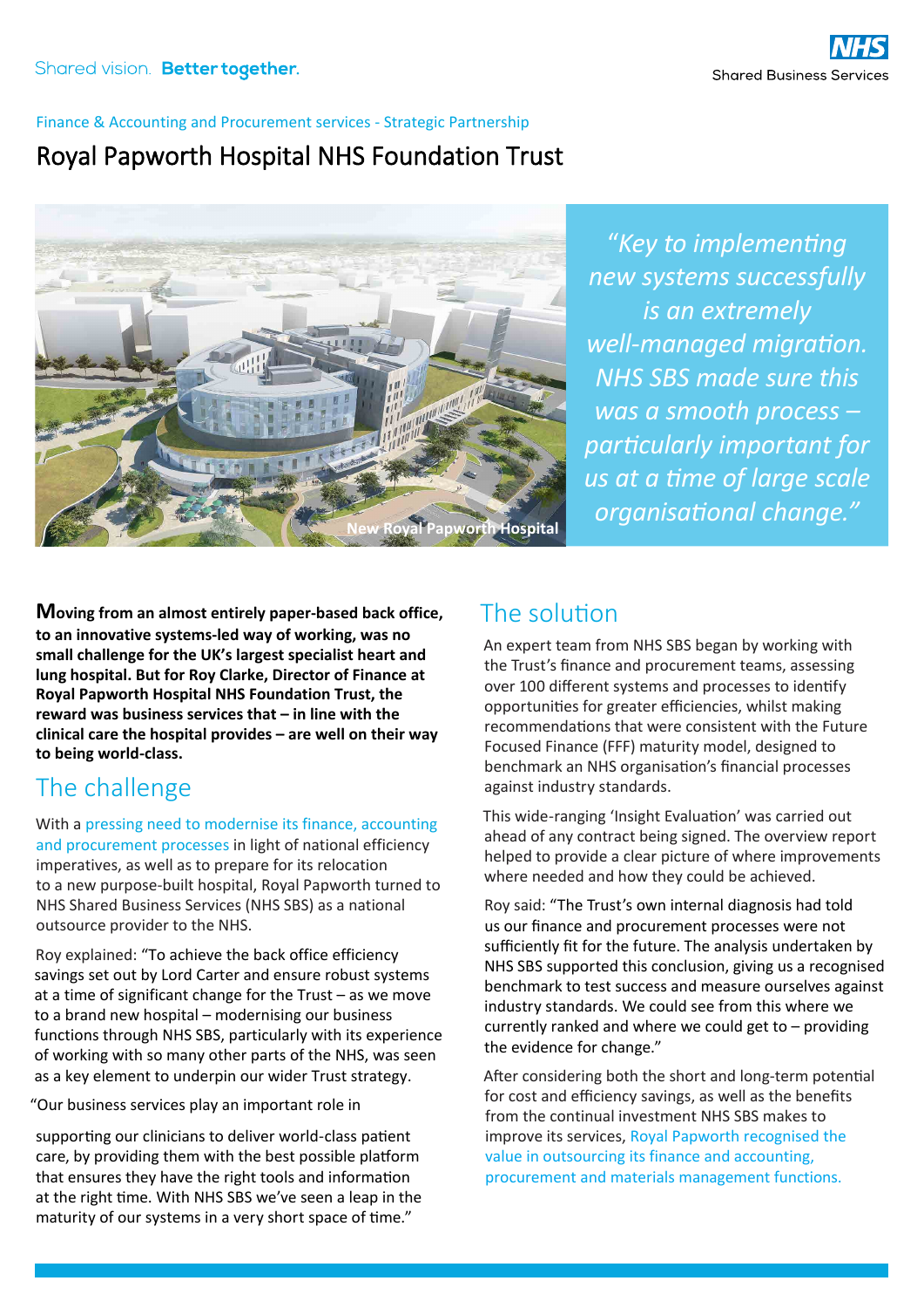Shared vision. **Better together.**

NHS Shared Business Services

Finance & Accounting and Procurement services - Strategic Partnership

# Royal Papworth Hospital NHS Foundation Trust

New Royal Papworth Hospital

*"Key to implementing new systems successfully is an extremely well-managed migration. NHS SBS made sure this was a smooth process – particularly important for us at a time of large scale organisational change."*

**Moving from an almost entirely paper-based back office, to an innovative systems-led way of working, was no small challenge for the UK's largest specialist heart and lung hospital. But for Roy Clarke, Director of Finance at Royal Papworth Hospital NHS Foundation Trust, the reward was business services that – in line with the clinical care the hospital provides – are well on their way to being world-class.**

## The challenge

With a pressing need to modernise its finance, accounting and procurement processes in light of national efficiency imperatives, as well as to prepare for its relocation to a new purpose-built hospital, Royal Papworth turned to NHS Shared Business Services (NHS SBS) as a national outsource provider to the NHS.

Roy explained: "To achieve the back office efficiency savings set out by Lord Carter and ensure robust systems at a time of significant change for the Trust – as we move to a brand new hospital – modernising our business functions through NHS SBS, particularly with its experience of working with so many other parts of the NHS, was seen as a key element to underpin our wider Trust strategy.

"Our business services play an important role in supporting our clinicians to deliver world-class patient care, by providing them with the best possible platform that ensures they have the right tools and information at the right time. With NHS SBS we've seen a leap in the maturity of our systems in a very short space of time."

## The solution

An expert team from NHS SBS began by working with the Trust's finance and procurement teams, assessing over 100 different systems and processes to identify opportunities for greater efficiencies, whilst making recommendations that were consistent with the Future Focused Finance (FFF) maturity model, designed to benchmark an NHS organisation's financial processes against industry standards.

This wide-ranging 'Insight Evaluation' was carried out ahead of any contract being signed. The overview report helped to provide a clear picture of where improvements where needed and how they could be achieved.

Roy said: "The Trust's own internal diagnosis had told us our finance and procurement processes were not sufficiently fit for the future. The analysis undertaken by NHS SBS supported this conclusion, giving us a recognised benchmark to test success and measure ourselves against industry standards. We could see from this where we currently ranked and where we could get to – providing the evidence for change."

After considering both the short and long-term potential for cost and efficiency savings, as well as the benefits from the continual investment NHS SBS makes to improve its services, Royal Papworth recognised the value in outsourcing its finance and accounting, procurement and materials management functions.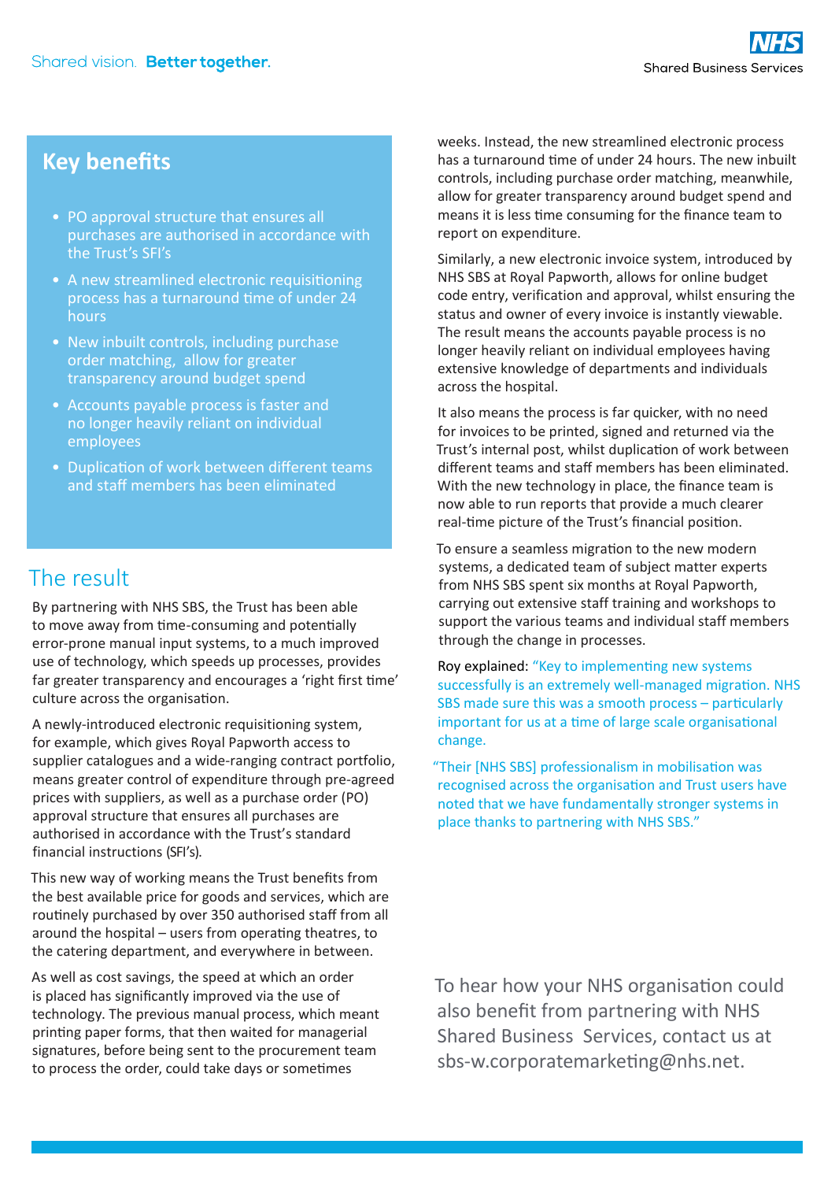## Key benefits

- PO approval structure that ensures all purchases are authorised in accordance with the Trust's SFI's
- A new streamlined electronic requisitioning process has a turnaround time of under 24 hours
- New inbuilt controls, including purchase order matching, allow for greater transparency around budget spend
- Accounts payable process is faster and no longer heavily reliant on individual employees
- Duplication of work between different teams and staff members has been eliminated

## The result

By partnering with NHS SBS, the Trust has been able to move away from time-consuming and potentially error-prone manual input systems, to a much improved use of technology, which speeds up processes, provides far greater transparency and encourages a 'right first time' culture across the organisation.

A newly-introduced electronic requisitioning system, for example, which gives Royal Papworth access to supplier catalogues and a wide-ranging contract portfolio, means greater control of expenditure through pre-agreed prices with suppliers, as well as a purchase order (PO) approval structure that ensures all purchases are authorised in accordance with the Trust's standard financial instructions (SFI's).

This new way of working means the Trust benefits from the best available price for goods and services, which are routinely purchased by over 350 authorised staff from all around the hospital – users from operating theatres, to the catering department, and everywhere in between.

As well as cost savings, the speed at which an order is placed has significantly improved via the use of technology. The previous manual process, which meant printing paper forms, that then waited for managerial signatures, before being sent to the procurement team to process the order, could take days or sometimes weeks. Instead, the new streamlined electronic process has a turnaround time of under 24 hours. The new inbuilt controls, including purchase order matching, meanwhile, allow for greater transparency around budget spend and means it is less time consuming for the finance team to report on expenditure.

Similarly, a new electronic invoice system, introduced by NHS SBS at Royal Papworth, allows for online budget code entry, verification and approval, whilst ensuring the status and owner of every invoice is instantly viewable. The result means the accounts payable process is no longer heavily reliant on individual employees having extensive knowledge of departments and individuals across the hospital.

It also means the process is far quicker, with no need for invoices to be printed, signed and returned via the Trust's internal post, whilst duplication of work between different teams and staff members has been eliminated. With the new technology in place, the finance team is now able to run reports that provide a much clearer real-time picture of the Trust's financial position.

To ensure a seamless migration to the new modern systems, a dedicated team of subject matter experts from NHS SBS spent six months at Royal Papworth, carrying out extensive staff training and workshops to support the various teams and individual staff members through the change in processes.

Roy explained: "Key to implementing new systems successfully is an extremely well-managed migration. NHS SBS made sure this was a smooth process – particularly important for us at a time of large scale organisational change.

"Their [NHS SBS] professionalism in mobilisation was recognised across the organisation and Trust users have noted that we have fundamentally stronger systems in place thanks to partnering with NHS SBS."

To hear how your NHS organisation could also benefit from partnering with NHS Shared Business Services, contact us at sbs-w.corporatemarketing@nhs.net.